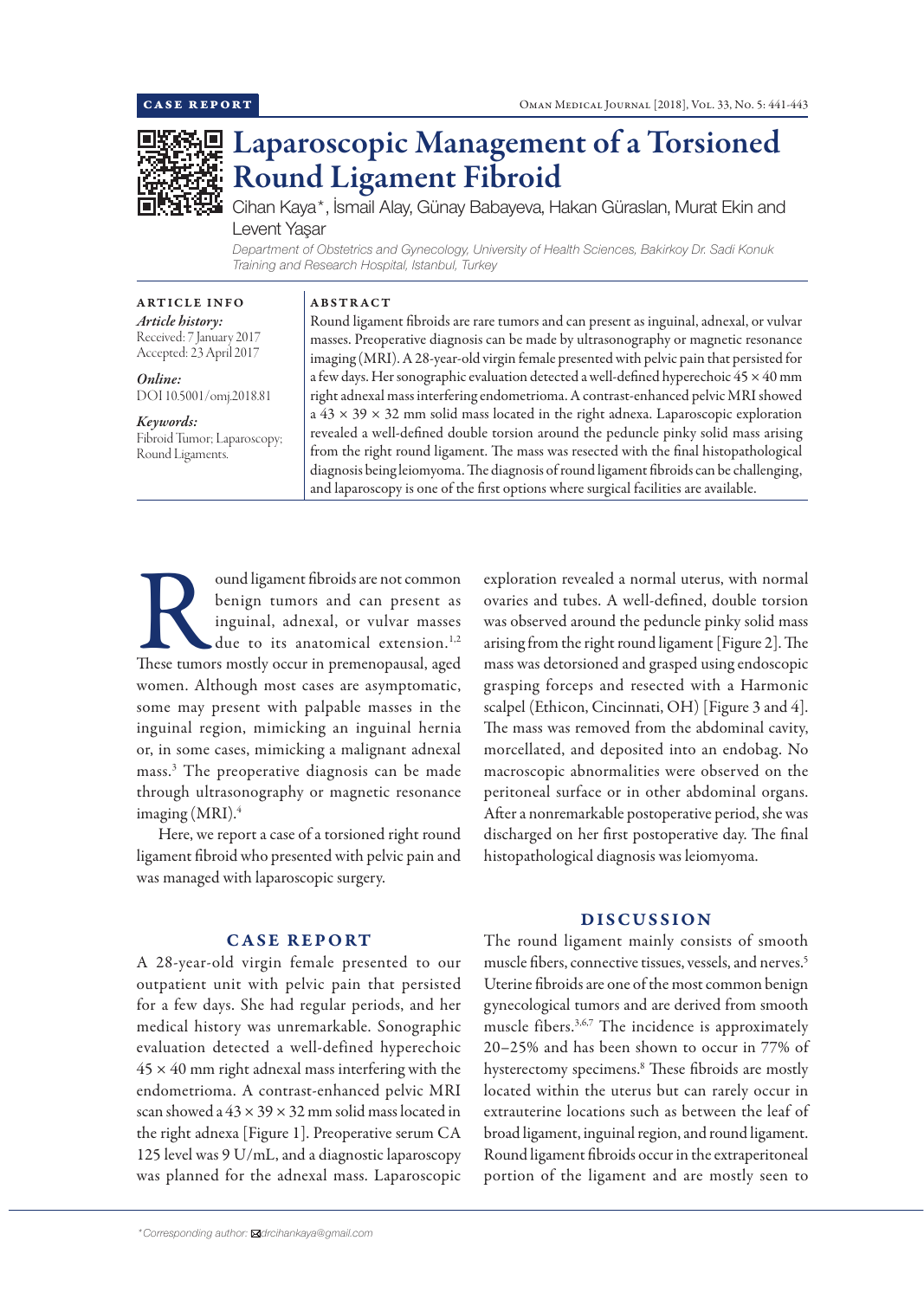CASE REPORT

# Laparoscopic Management of a Torsioned Round Ligament Fibroid

Cihan Kaya*, İsmail Alay, Günay Babayeva, Hakan Güraslan, Murat Ekin and Levent Yaşar

*Department of Obstetrics and Gynecology, University of Health Sciences, Bakirkoy Dr. Sadi Konuk Training and Research Hospital, Istanbul, Turkey*

## ARTICLE INFO

*Article history:*
Received: 7 January 2017
Accepted: 23 April 2017

*Online:*
DOI 10.5001/omj.2018.81

*Keywords:*
Fibroid Tumor; Laparoscopy; Round Ligaments.

## ABSTRACT

Round ligament fibroids are rare tumors and can present as inguinal, adnexal, or vulvar masses. Preoperative diagnosis can be made by ultrasonography or magnetic resonance imaging (MRI). A 28-year-old virgin female presented with pelvic pain that persisted for a few days. Her sonographic evaluation detected a well-defined hyperechoic 45 × 40 mm right adnexal mass interfering endometrioma. A contrast-enhanced pelvic MRI showed a 43 × 39 × 32 mm solid mass located in the right adnexa. Laparoscopic exploration revealed a well-defined double torsion around the peduncle pinky solid mass arising from the right round ligament. The mass was resected with the final histopathological diagnosis being leiomyoma. The diagnosis of round ligament fibroids can be challenging, and laparoscopy is one of the first options where surgical facilities are available.

Round ligament fibroids are not common benign tumors and can present as inguinal, adnexal, or vulvar masses due to its anatomical extension.[1,2] These tumors mostly occur in premenopausal, aged women. Although most cases are asymptomatic, some may present with palpable masses in the inguinal region, mimicking an inguinal hernia or, in some cases, mimicking a malignant adnexal mass.[3] The preoperative diagnosis can be made through ultrasonography or magnetic resonance imaging (MRI).[4]

Here, we report a case of a torsioned right round ligament fibroid who presented with pelvic pain and was managed with laparoscopic surgery.

## CASE REPORT

A 28-year-old virgin female presented to our outpatient unit with pelvic pain that persisted for a few days. She had regular periods, and her medical history was unremarkable. Sonographic evaluation detected a well-defined hyperechoic 45 × 40 mm right adnexal mass interfering with the endometrioma. A contrast-enhanced pelvic MRI scan showed a 43 × 39 × 32 mm solid mass located in the right adnexa [Figure 1]. Preoperative serum CA 125 level was 9 U/mL, and a diagnostic laparoscopy was planned for the adnexal mass. Laparoscopic exploration revealed a normal uterus, with normal ovaries and tubes. A well-defined, double torsion was observed around the peduncle pinky solid mass arising from the right round ligament [Figure 2]. The mass was detorsioned and grasped using endoscopic grasping forceps and resected with a Harmonic scalpel (Ethicon, Cincinnati, OH) [Figure 3 and 4]. The mass was removed from the abdominal cavity, morcellated, and deposited into an endobag. No macroscopic abnormalities were observed on the peritoneal surface or in other abdominal organs. After a nonremarkable postoperative period, she was discharged on her first postoperative day. The final histopathological diagnosis was leiomyoma.

## DISCUSSION

The round ligament mainly consists of smooth muscle fibers, connective tissues, vessels, and nerves.[5] Uterine fibroids are one of the most common benign gynecological tumors and are derived from smooth muscle fibers.[3,6,7] The incidence is approximately 20–25% and has been shown to occur in 77% of hysterectomy specimens.[8] These fibroids are mostly located within the uterus but can rarely occur in extrauterine locations such as between the leaf of broad ligament, inguinal region, and round ligament. Round ligament fibroids occur in the extraperitoneal portion of the ligament and are mostly seen to

*Corresponding author: drcihankaya@gmail.com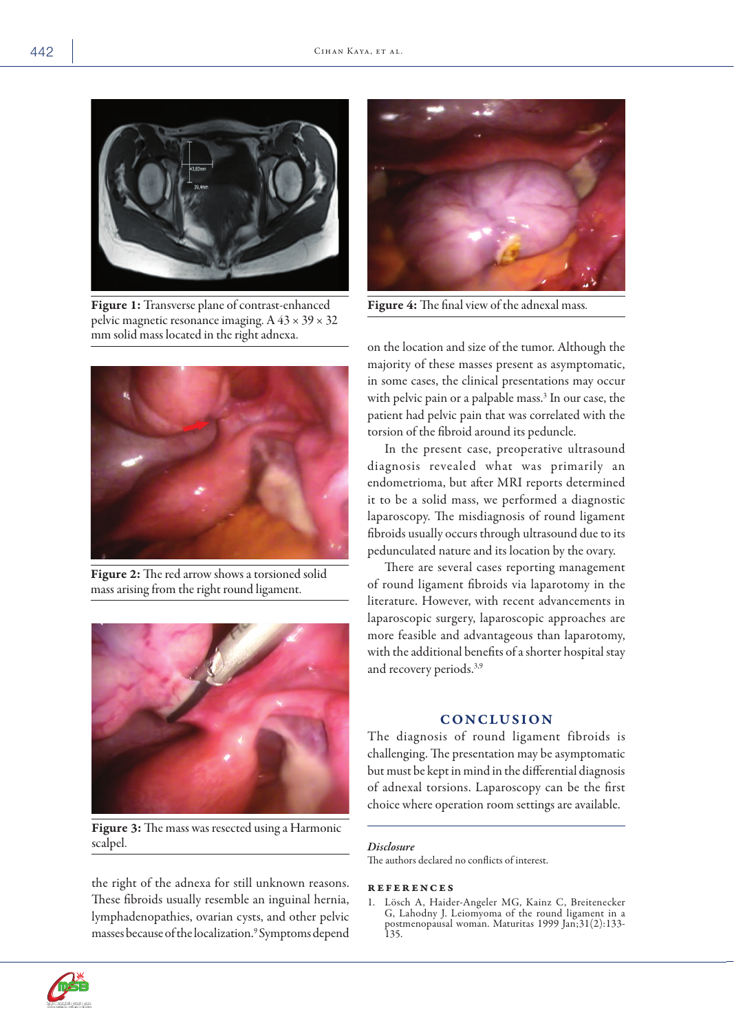Figure 1: Transverse plane of contrast-enhanced pelvic magnetic resonance imaging. A 43 × 39 × 32 mm solid mass located in the right adnexa.

Figure 2: The red arrow shows a torsioned solid mass arising from the right round ligament.

Figure 3: The mass was resected using a Harmonic scalpel.

the right of the adnexa for still unknown reasons. These fibroids usually resemble an inguinal hernia, lymphadenopathies, ovarian cysts, and other pelvic masses because of the localization.[9] Symptoms depend on the location and size of the tumor. Although the majority of these masses present as asymptomatic, in some cases, the clinical presentations may occur with pelvic pain or a palpable mass.[3] In our case, the patient had pelvic pain that was correlated with the torsion of the fibroid around its peduncle.

Figure 4: The final view of the adnexal mass.

In the present case, preoperative ultrasound diagnosis revealed what was primarily an endometrioma, but after MRI reports determined it to be a solid mass, we performed a diagnostic laparoscopy. The misdiagnosis of round ligament fibroids usually occurs through ultrasound due to its pedunculated nature and its location by the ovary.

There are several cases reporting management of round ligament fibroids via laparotomy in the literature. However, with recent advancements in laparoscopic surgery, laparoscopic approaches are more feasible and advantageous than laparotomy, with the additional benefits of a shorter hospital stay and recovery periods.[3,9]

## CONCLUSION

The diagnosis of round ligament fibroids is challenging. The presentation may be asymptomatic but must be kept in mind in the differential diagnosis of adnexal torsions. Laparoscopy can be the first choice where operation room settings are available.

### *Disclosure*

The authors declared no conflicts of interest.

### REFERENCES

1. Lösch A, Haider-Angeler MG, Kainz C, Breitenecker G, Lahodny J. Leiomyoma of the round ligament in a postmenopausal woman. Maturitas 1999 Jan;31(2):133-135.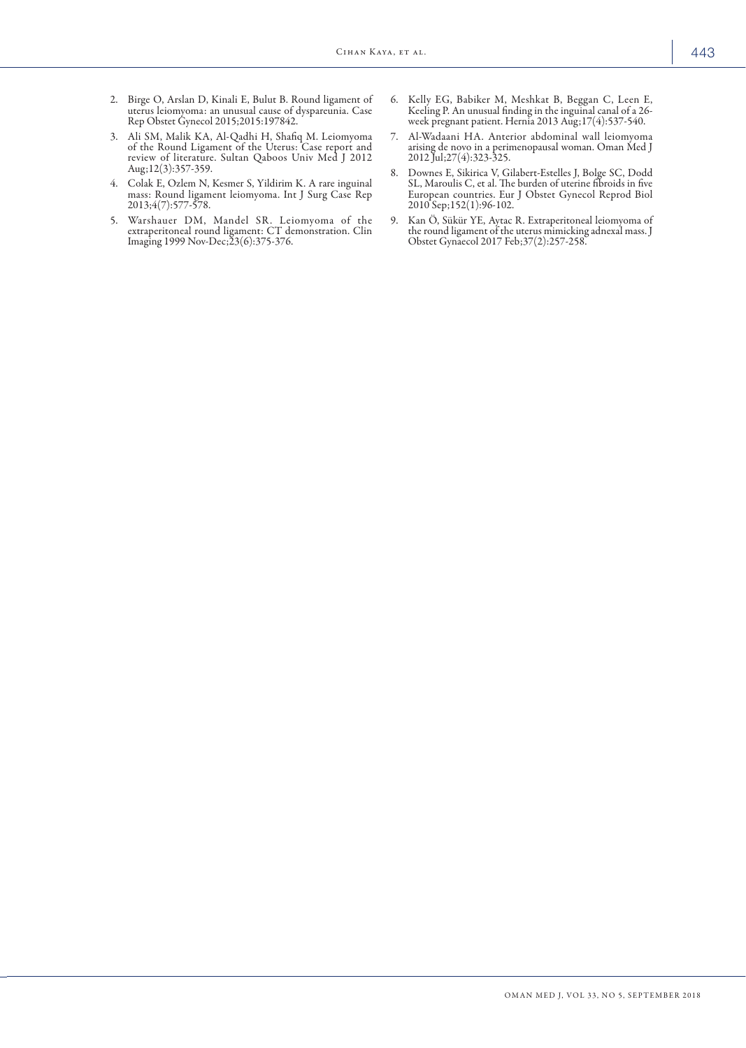2. Birge O, Arslan D, Kinali E, Bulut B. Round ligament of uterus leiomyoma: an unusual cause of dyspareunia. Case Rep Obstet Gynecol 2015;2015:197842.
3. Ali SM, Malik KA, Al-Qadhi H, Shafiq M. Leiomyoma of the Round Ligament of the Uterus: Case report and review of literature. Sultan Qaboos Univ Med J 2012 Aug;12(3):357-359.
4. Colak E, Ozlem N, Kesmer S, Yildirim K. A rare inguinal mass: Round ligament leiomyoma. Int J Surg Case Rep 2013;4(7):577-578.
5. Warshauer DM, Mandel SR. Leiomyoma of the extraperitoneal round ligament: CT demonstration. Clin Imaging 1999 Nov-Dec;23(6):375-376.
6. Kelly EG, Babiker M, Meshkat B, Beggan C, Leen E, Keeling P. An unusual finding in the inguinal canal of a 26-week pregnant patient. Hernia 2013 Aug;17(4):537-540.
7. Al-Wadaani HA. Anterior abdominal wall leiomyoma arising de novo in a perimenopausal woman. Oman Med J 2012 Jul;27(4):323-325.
8. Downes E, Sikirica V, Gilabert-Estelles J, Bolge SC, Dodd SL, Maroulis C, et al. The burden of uterine fibroids in five European countries. Eur J Obstet Gynecol Reprod Biol 2010 Sep;152(1):96-102.
9. Kan Ö, Sükür YE, Aytac R. Extraperitoneal leiomyoma of the round ligament of the uterus mimicking adnexal mass. J Obstet Gynaecol 2017 Feb;37(2):257-258.